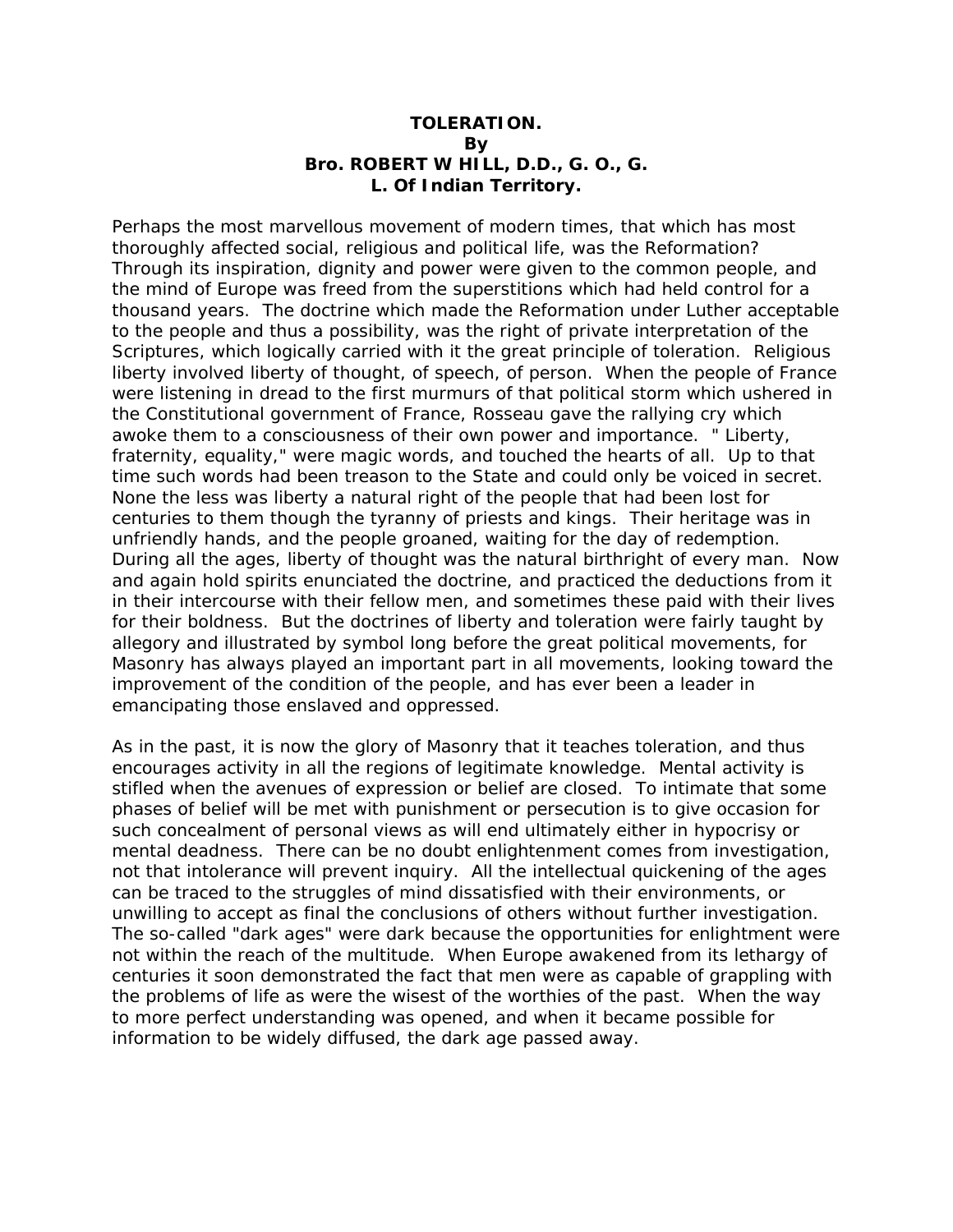**TOLERATION.**
**By**
**Bro. ROBERT W HILL, D.D., G. O., G. L. Of Indian Territory.**

Perhaps the most marvellous movement of modern times, that which has most thoroughly affected social, religious and political life, was the Reformation? Through its inspiration, dignity and power were given to the common people, and the mind of Europe was freed from the superstitions which had held control for a thousand years. The doctrine which made the Reformation under Luther acceptable to the people and thus a possibility, was the right of private interpretation of the Scriptures, which logically carried with it the great principle of toleration. Religious liberty involved liberty of thought, of speech, of person. When the people of France were listening in dread to the first murmurs of that political storm which ushered in the Constitutional government of France, Rosseau gave the rallying cry which awoke them to a consciousness of their own power and importance. " Liberty, fraternity, equality," were magic words, and touched the hearts of all. Up to that time such words had been treason to the State and could only be voiced in secret. None the less was liberty a natural right of the people that had been lost for centuries to them though the tyranny of priests and kings. Their heritage was in unfriendly hands, and the people groaned, waiting for the day of redemption. During all the ages, liberty of thought was the natural birthright of every man. Now and again hold spirits enunciated the doctrine, and practiced the deductions from it in their intercourse with their fellow men, and sometimes these paid with their lives for their boldness. But the doctrines of liberty and toleration were fairly taught by allegory and illustrated by symbol long before the great political movements, for Masonry has always played an important part in all movements, looking toward the improvement of the condition of the people, and has ever been a leader in emancipating those enslaved and oppressed.

As in the past, it is now the glory of Masonry that it teaches toleration, and thus encourages activity in all the regions of legitimate knowledge. Mental activity is stifled when the avenues of expression or belief are closed. To intimate that some phases of belief will be met with punishment or persecution is to give occasion for such concealment of personal views as will end ultimately either in hypocrisy or mental deadness. There can be no doubt enlightenment comes from investigation, not that intolerance will prevent inquiry. All the intellectual quickening of the ages can be traced to the struggles of mind dissatisfied with their environments, or unwilling to accept as final the conclusions of others without further investigation. The so-called "dark ages" were dark because the opportunities for enlightment were not within the reach of the multitude. When Europe awakened from its lethargy of centuries it soon demonstrated the fact that men were as capable of grappling with the problems of life as were the wisest of the worthies of the past. When the way to more perfect understanding was opened, and when it became possible for information to be widely diffused, the dark age passed away.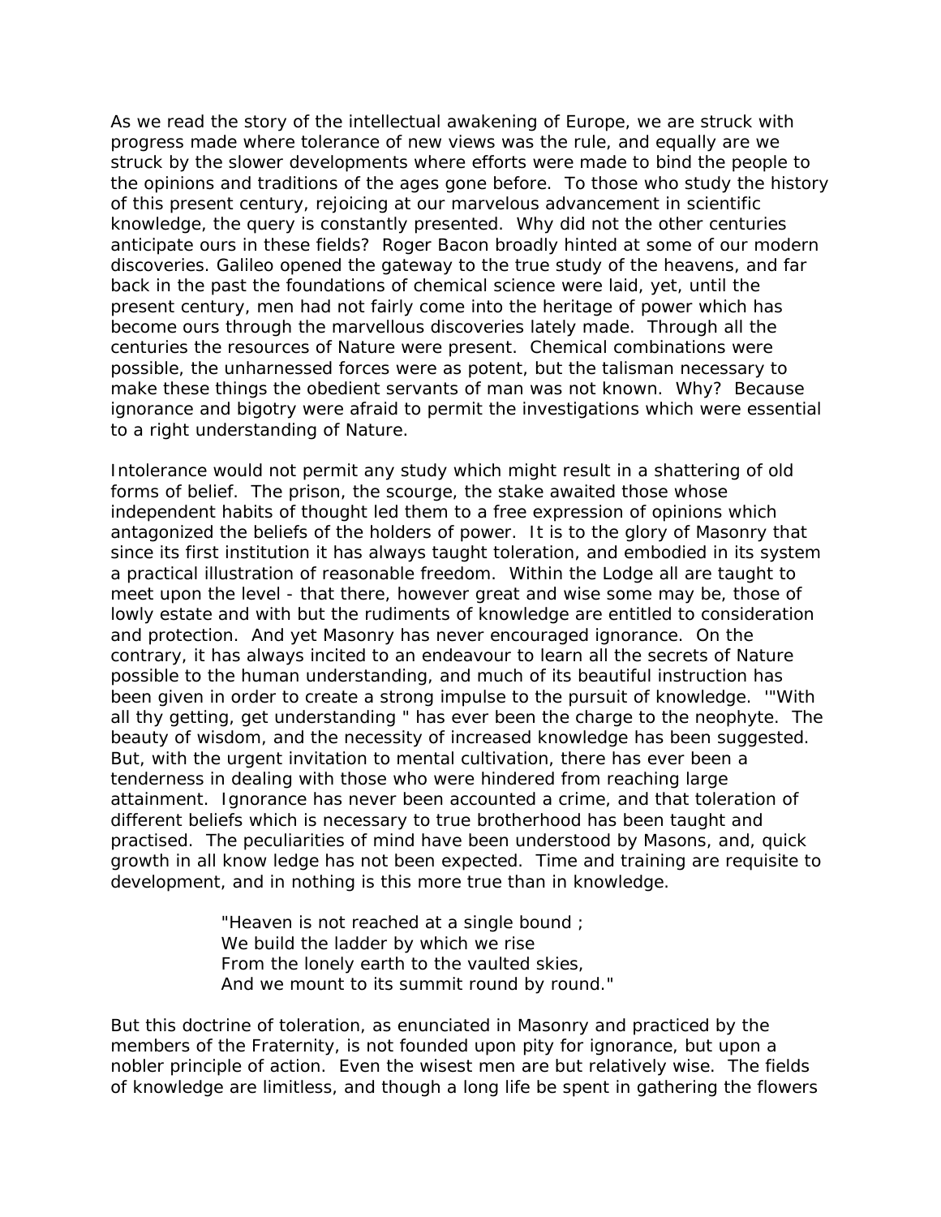As we read the story of the intellectual awakening of Europe, we are struck with progress made where tolerance of new views was the rule, and equally are we struck by the slower developments where efforts were made to bind the people to the opinions and traditions of the ages gone before. To those who study the history of this present century, rejoicing at our marvelous advancement in scientific knowledge, the query is constantly presented. Why did not the other centuries anticipate ours in these fields? Roger Bacon broadly hinted at some of our modern discoveries. Galileo opened the gateway to the true study of the heavens, and far back in the past the foundations of chemical science were laid, yet, until the present century, men had not fairly come into the heritage of power which has become ours through the marvellous discoveries lately made. Through all the centuries the resources of Nature were present. Chemical combinations were possible, the unharnessed forces were as potent, but the talisman necessary to make these things the obedient servants of man was not known. Why? Because ignorance and bigotry were afraid to permit the investigations which were essential to a right understanding of Nature.

Intolerance would not permit any study which might result in a shattering of old forms of belief. The prison, the scourge, the stake awaited those whose independent habits of thought led them to a free expression of opinions which antagonized the beliefs of the holders of power. It is to the glory of Masonry that since its first institution it has always taught toleration, and embodied in its system a practical illustration of reasonable freedom. Within the Lodge all are taught to meet upon the level - that there, however great and wise some may be, those of lowly estate and with but the rudiments of knowledge are entitled to consideration and protection. And yet Masonry has never encouraged ignorance. On the contrary, it has always incited to an endeavour to learn all the secrets of Nature possible to the human understanding, and much of its beautiful instruction has been given in order to create a strong impulse to the pursuit of knowledge. '"With all thy getting, get understanding " has ever been the charge to the neophyte. The beauty of wisdom, and the necessity of increased knowledge has been suggested. But, with the urgent invitation to mental cultivation, there has ever been a tenderness in dealing with those who were hindered from reaching large attainment. Ignorance has never been accounted a crime, and that toleration of different beliefs which is necessary to true brotherhood has been taught and practised. The peculiarities of mind have been understood by Masons, and, quick growth in all know ledge has not been expected. Time and training are requisite to development, and in nothing is this more true than in knowledge.

> "Heaven is not reached at a single bound ;
> We build the ladder by which we rise
> From the lonely earth to the vaulted skies,
> And we mount to its summit round by round."

But this doctrine of toleration, as enunciated in Masonry and practiced by the members of the Fraternity, is not founded upon pity for ignorance, but upon a nobler principle of action. Even the wisest men are but relatively wise. The fields of knowledge are limitless, and though a long life be spent in gathering the flowers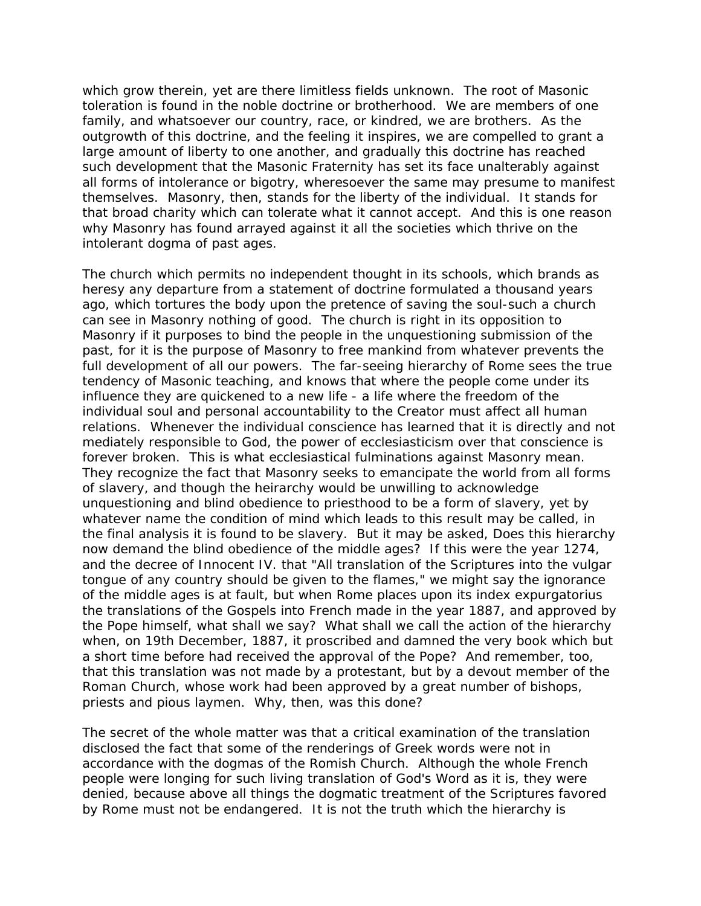which grow therein, yet are there limitless fields unknown. The root of Masonic toleration is found in the noble doctrine or brotherhood. We are members of one family, and whatsoever our country, race, or kindred, we are brothers. As the outgrowth of this doctrine, and the feeling it inspires, we are compelled to grant a large amount of liberty to one another, and gradually this doctrine has reached such development that the Masonic Fraternity has set its face unalterably against all forms of intolerance or bigotry, wheresoever the same may presume to manifest themselves. Masonry, then, stands for the liberty of the individual. It stands for that broad charity which can tolerate what it cannot accept. And this is one reason why Masonry has found arrayed against it all the societies which thrive on the intolerant dogma of past ages.

The church which permits no independent thought in its schools, which brands as heresy any departure from a statement of doctrine formulated a thousand years ago, which tortures the body upon the pretence of saving the soul-such a church can see in Masonry nothing of good. The church is right in its opposition to Masonry if it purposes to bind the people in the unquestioning submission of the past, for it is the purpose of Masonry to free mankind from whatever prevents the full development of all our powers. The far-seeing hierarchy of Rome sees the true tendency of Masonic teaching, and knows that where the people come under its influence they are quickened to a new life - a life where the freedom of the individual soul and personal accountability to the Creator must affect all human relations. Whenever the individual conscience has learned that it is directly and not mediately responsible to God, the power of ecclesiasticism over that conscience is forever broken. This is what ecclesiastical fulminations against Masonry mean. They recognize the fact that Masonry seeks to emancipate the world from all forms of slavery, and though the heirarchy would be unwilling to acknowledge unquestioning and blind obedience to priesthood to be a form of slavery, yet by whatever name the condition of mind which leads to this result may be called, in the final analysis it is found to be slavery. But it may be asked, Does this hierarchy now demand the blind obedience of the middle ages? If this were the year 1274, and the decree of Innocent IV. that "All translation of the Scriptures into the vulgar tongue of any country should be given to the flames," we might say the ignorance of the middle ages is at fault, but when Rome places upon its index expurgatorius the translations of the Gospels into French made in the year 1887, and approved by the Pope himself, what shall we say? What shall we call the action of the hierarchy when, on 19th December, 1887, it proscribed and damned the very book which but a short time before had received the approval of the Pope? And remember, too, that this translation was not made by a protestant, but by a devout member of the Roman Church, whose work had been approved by a great number of bishops, priests and pious laymen. Why, then, was this done?

The secret of the whole matter was that a critical examination of the translation disclosed the fact that some of the renderings of Greek words were not in accordance with the dogmas of the Romish Church. Although the whole French people were longing for such living translation of God's Word as it is, they were denied, because above all things the dogmatic treatment of the Scriptures favored by Rome must not be endangered. It is not the truth which the hierarchy is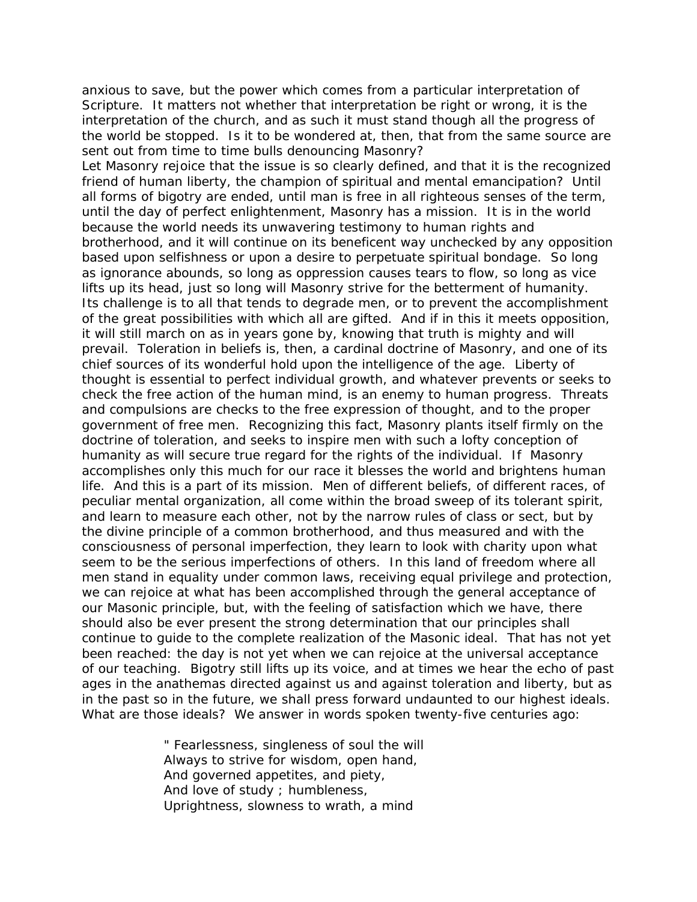anxious to save, but the power which comes from a particular interpretation of Scripture. It matters not whether that interpretation be right or wrong, it is the interpretation of the church, and as such it must stand though all the progress of the world be stopped. Is it to be wondered at, then, that from the same source are sent out from time to time bulls denouncing Masonry?

Let Masonry rejoice that the issue is so clearly defined, and that it is the recognized friend of human liberty, the champion of spiritual and mental emancipation? Until all forms of bigotry are ended, until man is free in all righteous senses of the term, until the day of perfect enlightenment, Masonry has a mission. It is in the world because the world needs its unwavering testimony to human rights and brotherhood, and it will continue on its beneficent way unchecked by any opposition based upon selfishness or upon a desire to perpetuate spiritual bondage. So long as ignorance abounds, so long as oppression causes tears to flow, so long as vice lifts up its head, just so long will Masonry strive for the betterment of humanity. Its challenge is to all that tends to degrade men, or to prevent the accomplishment of the great possibilities with which all are gifted. And if in this it meets opposition, it will still march on as in years gone by, knowing that truth is mighty and will prevail. Toleration in beliefs is, then, a cardinal doctrine of Masonry, and one of its chief sources of its wonderful hold upon the intelligence of the age. Liberty of thought is essential to perfect individual growth, and whatever prevents or seeks to check the free action of the human mind, is an enemy to human progress. Threats and compulsions are checks to the free expression of thought, and to the proper government of free men. Recognizing this fact, Masonry plants itself firmly on the doctrine of toleration, and seeks to inspire men with such a lofty conception of humanity as will secure true regard for the rights of the individual. If Masonry accomplishes only this much for our race it blesses the world and brightens human life. And this is a part of its mission. Men of different beliefs, of different races, of peculiar mental organization, all come within the broad sweep of its tolerant spirit, and learn to measure each other, not by the narrow rules of class or sect, but by the divine principle of a common brotherhood, and thus measured and with the consciousness of personal imperfection, they learn to look with charity upon what seem to be the serious imperfections of others. In this land of freedom where all men stand in equality under common laws, receiving equal privilege and protection, we can rejoice at what has been accomplished through the general acceptance of our Masonic principle, but, with the feeling of satisfaction which we have, there should also be ever present the strong determination that our principles shall continue to guide to the complete realization of the Masonic ideal. That has not yet been reached: the day is not yet when we can rejoice at the universal acceptance of our teaching. Bigotry still lifts up its voice, and at times we hear the echo of past ages in the anathemas directed against us and against toleration and liberty, but as in the past so in the future, we shall press forward undaunted to our highest ideals. What are those ideals? We answer in words spoken twenty-five centuries ago:

> " Fearlessness, singleness of soul the will  
> Always to strive for wisdom, open hand,  
> And governed appetites, and piety,  
> And love of study ; humbleness,  
> Uprightness, slowness to wrath, a mind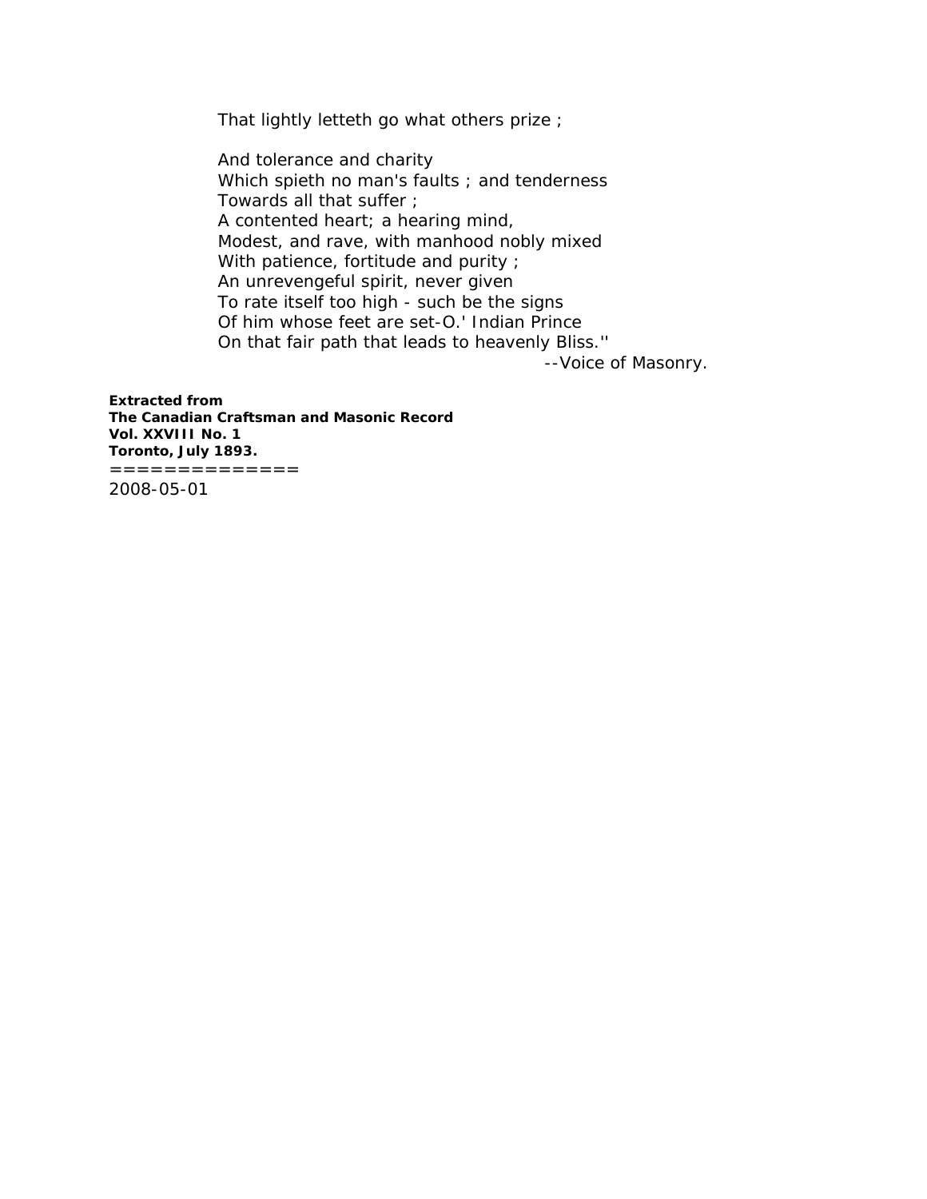That lightly letteth go what others prize ;

And tolerance and charity  
Which spieth no man's faults ; and tenderness  
Towards all that suffer ;  
A contented heart; a hearing mind,  
Modest, and rave, with manhood nobly mixed  
With patience, fortitude and purity ;  
An unrevengeful spirit, never given  
To rate itself too high - such be the signs  
Of him whose feet are set-O.' Indian Prince  
On that fair path that leads to heavenly Bliss.''

--Voice of Masonry.

**Extracted from**  
**The Canadian Craftsman and Masonic Record**  
**Vol. XXVIII No. 1**  
**Toronto, July 1893.**

=============

2008-05-01